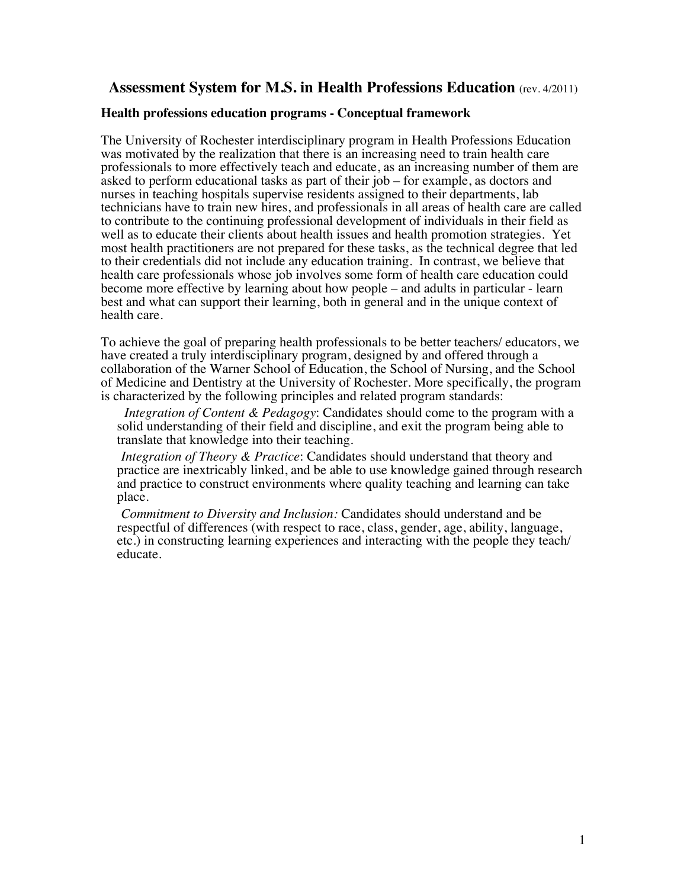# Assessment System for M.S. in Health Professions Education (rev. 4/2011)

## Health professions education programs - Conceptual framework

The University of Rochester interdisciplinary program in Health Professions Education was motivated by the realization that there is an increasing need to train health care professionals to more effectively teach and educate, as an increasing number of them are asked to perform educational tasks as part of their job – for example, as doctors and nurses in teaching hospitals supervise residents assigned to their departments, lab technicians have to train new hires, and professionals in all areas of health care are called to contribute to the continuing professional development of individuals in their field as well as to educate their clients about health issues and health promotion strategies. Yet most health practitioners are not prepared for these tasks, as the technical degree that led to their credentials did not include any education training. In contrast, we believe that health care professionals whose job involves some form of health care education could become more effective by learning about how people – and adults in particular - learn best and what can support their learning, both in general and in the unique context of health care.

To achieve the goal of preparing health professionals to be better teachers/ educators, we have created a truly interdisciplinary program, designed by and offered through a collaboration of the Warner School of Education, the School of Nursing, and the School of Medicine and Dentistry at the University of Rochester. More specifically, the program is characterized by the following principles and related program standards:

*Integration of Content & Pedagogy*: Candidates should come to the program with a solid understanding of their field and discipline, and exit the program being able to translate that knowledge into their teaching.

*Integration of Theory & Practice*: Candidates should understand that theory and practice are inextricably linked, and be able to use knowledge gained through research and practice to construct environments where quality teaching and learning can take place.

*Commitment to Diversity and Inclusion:* Candidates should understand and be respectful of differences (with respect to race, class, gender, age, ability, language, etc.) in constructing learning experiences and interacting with the people they teach/ educate.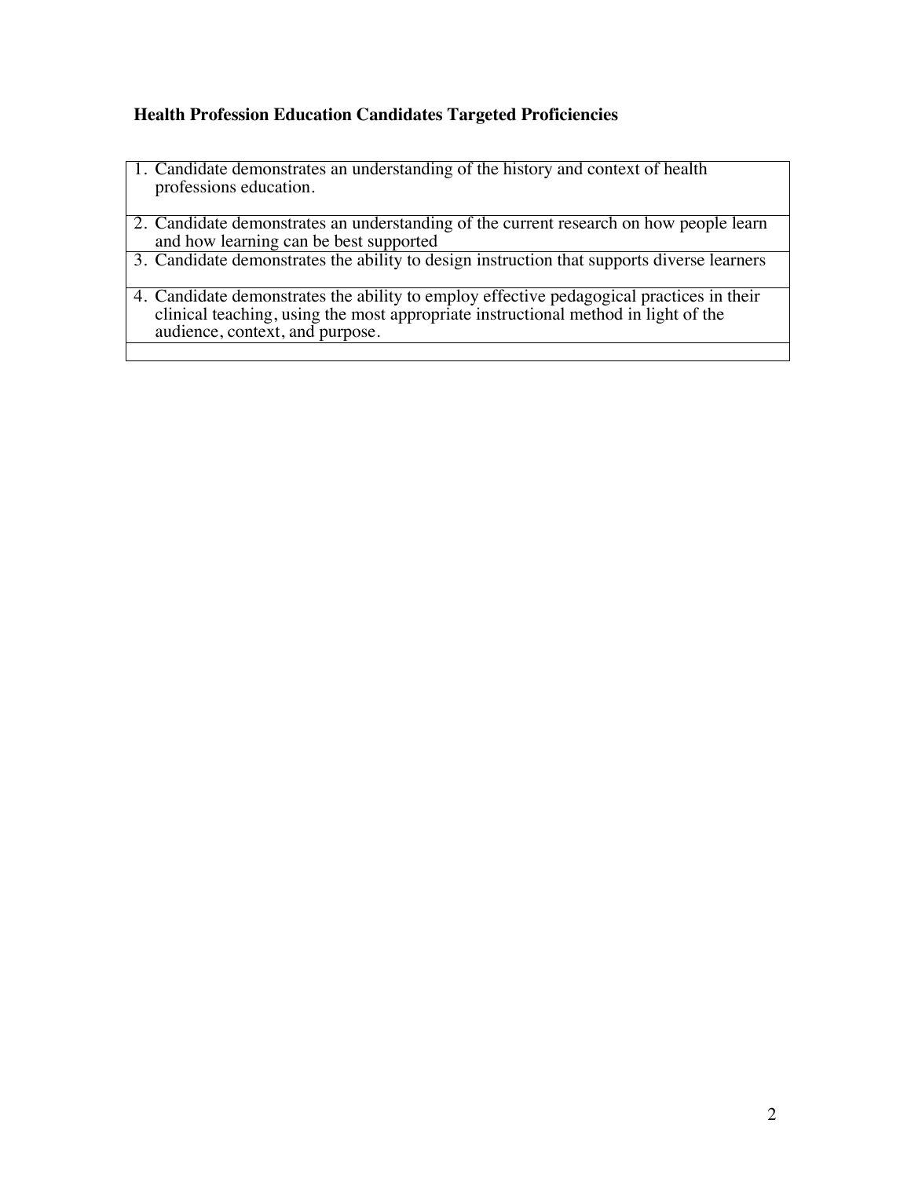**Health Profession Education Candidates Targeted Proficiencies**

| |
|---|
| 1. Candidate demonstrates an understanding of the history and context of health professions education. |
| 2. Candidate demonstrates an understanding of the current research on how people learn and how learning can be best supported |
| 3. Candidate demonstrates the ability to design instruction that supports diverse learners |
| 4. Candidate demonstrates the ability to employ effective pedagogical practices in their clinical teaching, using the most appropriate instructional method in light of the audience, context, and purpose. |
| |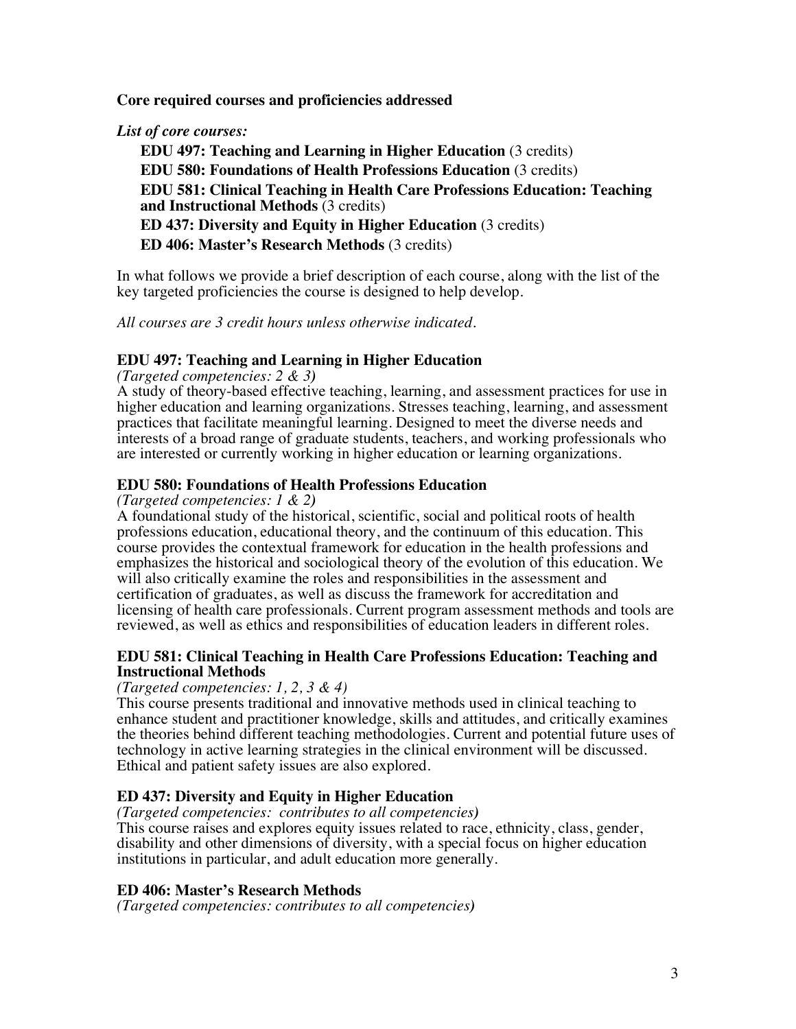**Core required courses and proficiencies addressed**

***List of core courses:***

- **EDU 497: Teaching and Learning in Higher Education** (3 credits)
- **EDU 580: Foundations of Health Professions Education** (3 credits)
- **EDU 581: Clinical Teaching in Health Care Professions Education: Teaching and Instructional Methods** (3 credits)
- **ED 437: Diversity and Equity in Higher Education** (3 credits)
- **ED 406: Master's Research Methods** (3 credits)

In what follows we provide a brief description of each course, along with the list of the key targeted proficiencies the course is designed to help develop.

*All courses are 3 credit hours unless otherwise indicated.*

### EDU 497: Teaching and Learning in Higher Education

*(Targeted competencies: 2 & 3)*

A study of theory-based effective teaching, learning, and assessment practices for use in higher education and learning organizations. Stresses teaching, learning, and assessment practices that facilitate meaningful learning. Designed to meet the diverse needs and interests of a broad range of graduate students, teachers, and working professionals who are interested or currently working in higher education or learning organizations.

### EDU 580: Foundations of Health Professions Education

*(Targeted competencies: 1 & 2)*

A foundational study of the historical, scientific, social and political roots of health professions education, educational theory, and the continuum of this education. This course provides the contextual framework for education in the health professions and emphasizes the historical and sociological theory of the evolution of this education. We will also critically examine the roles and responsibilities in the assessment and certification of graduates, as well as discuss the framework for accreditation and licensing of health care professionals. Current program assessment methods and tools are reviewed, as well as ethics and responsibilities of education leaders in different roles.

### EDU 581: Clinical Teaching in Health Care Professions Education: Teaching and Instructional Methods

*(Targeted competencies: 1, 2, 3 & 4)*

This course presents traditional and innovative methods used in clinical teaching to enhance student and practitioner knowledge, skills and attitudes, and critically examines the theories behind different teaching methodologies. Current and potential future uses of technology in active learning strategies in the clinical environment will be discussed. Ethical and patient safety issues are also explored.

### ED 437: Diversity and Equity in Higher Education

*(Targeted competencies: contributes to all competencies)*

This course raises and explores equity issues related to race, ethnicity, class, gender, disability and other dimensions of diversity, with a special focus on higher education institutions in particular, and adult education more generally.

### ED 406: Master's Research Methods

*(Targeted competencies: contributes to all competencies)*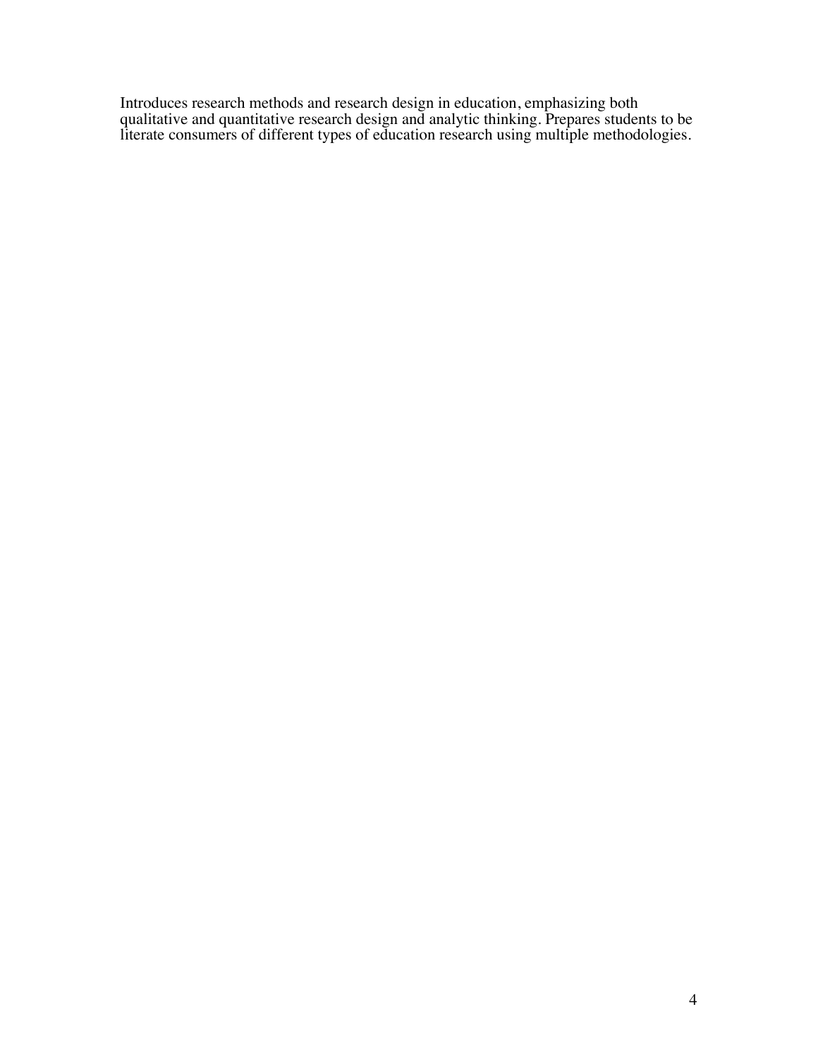Introduces research methods and research design in education, emphasizing both qualitative and quantitative research design and analytic thinking. Prepares students to be literate consumers of different types of education research using multiple methodologies.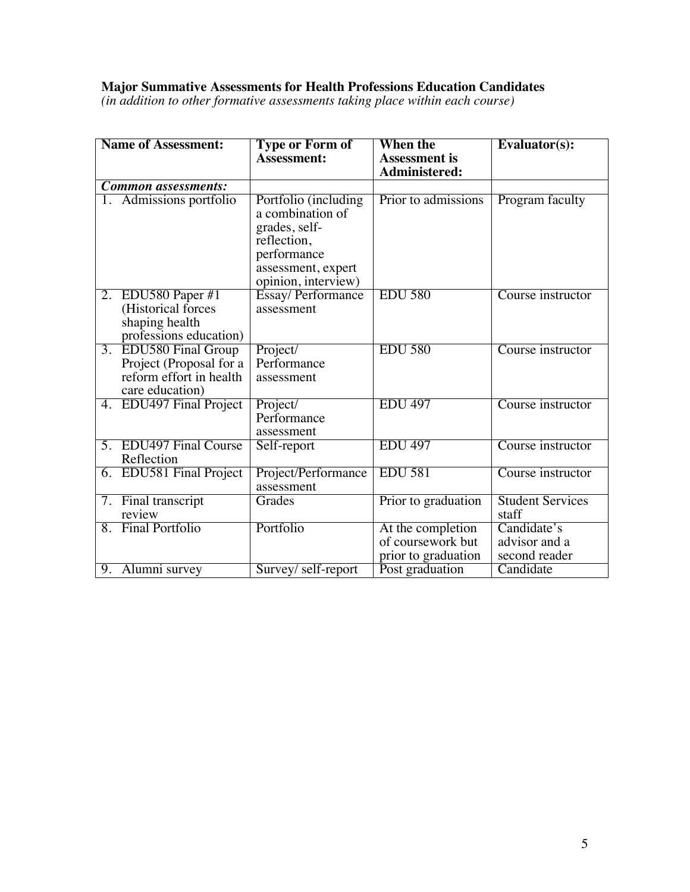**Major Summative Assessments for Health Professions Education Candidates**
*(in addition to other formative assessments taking place within each course)*

| **Name of Assessment:** | **Type or Form of Assessment:** | **When the Assessment is Administered:** | **Evaluator(s):** |
|---|---|---|---|
| ***Common assessments:*** | | | |
| 1. Admissions portfolio | Portfolio (including a combination of grades, self-reflection, performance assessment, expert opinion, interview) | Prior to admissions | Program faculty |
| 2. EDU580 Paper #1 (Historical forces shaping health professions education) | Essay/ Performance assessment | EDU 580 | Course instructor |
| 3. EDU580 Final Group Project (Proposal for a reform effort in health care education) | Project/ Performance assessment | EDU 580 | Course instructor |
| 4. EDU497 Final Project | Project/ Performance assessment | EDU 497 | Course instructor |
| 5. EDU497 Final Course Reflection | Self-report | EDU 497 | Course instructor |
| 6. EDU581 Final Project | Project/Performance assessment | EDU 581 | Course instructor |
| 7. Final transcript review | Grades | Prior to graduation | Student Services staff |
| 8. Final Portfolio | Portfolio | At the completion of coursework but prior to graduation | Candidate's advisor and a second reader |
| 9. Alumni survey | Survey/ self-report | Post graduation | Candidate |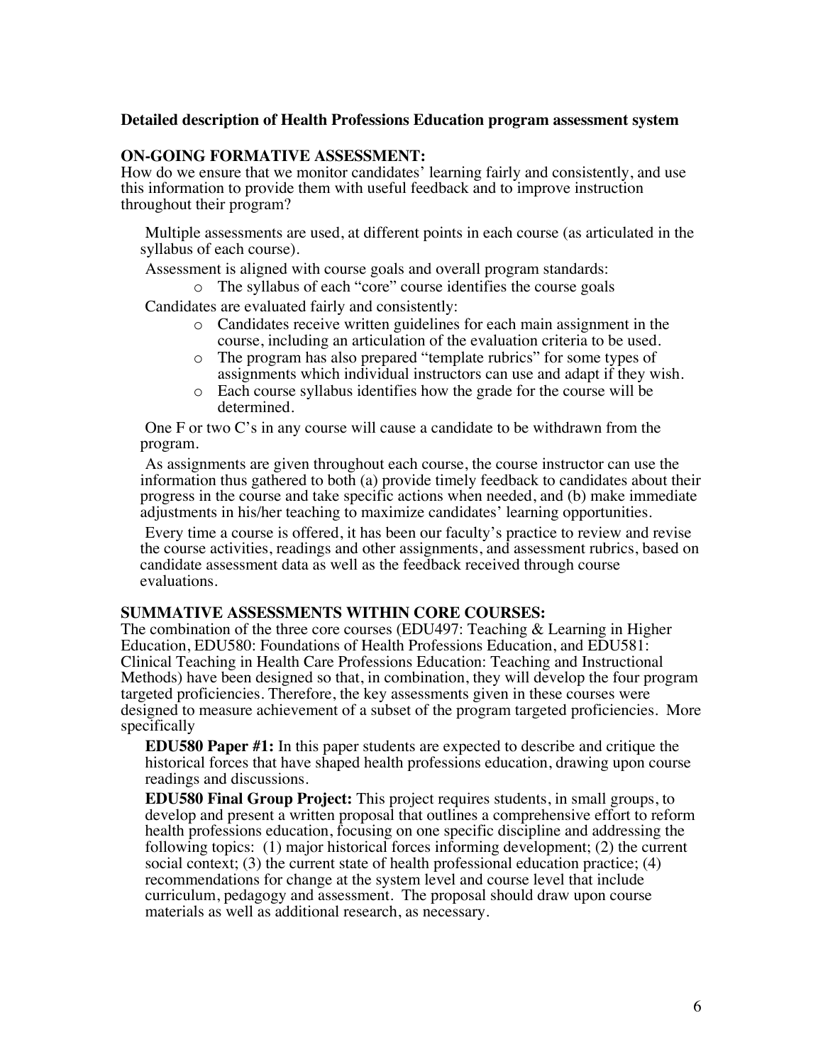**Detailed description of Health Professions Education program assessment system**

**ON-GOING FORMATIVE ASSESSMENT:**

How do we ensure that we monitor candidates' learning fairly and consistently, and use this information to provide them with useful feedback and to improve instruction throughout their program?

- Multiple assessments are used, at different points in each course (as articulated in the syllabus of each course).
- Assessment is aligned with course goals and overall program standards:
  - The syllabus of each "core" course identifies the course goals
- Candidates are evaluated fairly and consistently:
  - Candidates receive written guidelines for each main assignment in the course, including an articulation of the evaluation criteria to be used.
  - The program has also prepared "template rubrics" for some types of assignments which individual instructors can use and adapt if they wish.
  - Each course syllabus identifies how the grade for the course will be determined.
- One F or two C's in any course will cause a candidate to be withdrawn from the program.
- As assignments are given throughout each course, the course instructor can use the information thus gathered to both (a) provide timely feedback to candidates about their progress in the course and take specific actions when needed, and (b) make immediate adjustments in his/her teaching to maximize candidates' learning opportunities.
- Every time a course is offered, it has been our faculty's practice to review and revise the course activities, readings and other assignments, and assessment rubrics, based on candidate assessment data as well as the feedback received through course evaluations.

**SUMMATIVE ASSESSMENTS WITHIN CORE COURSES:**

The combination of the three core courses (EDU497: Teaching & Learning in Higher Education, EDU580: Foundations of Health Professions Education, and EDU581: Clinical Teaching in Health Care Professions Education: Teaching and Instructional Methods) have been designed so that, in combination, they will develop the four program targeted proficiencies. Therefore, the key assessments given in these courses were designed to measure achievement of a subset of the program targeted proficiencies. More specifically

- **EDU580 Paper #1:** In this paper students are expected to describe and critique the historical forces that have shaped health professions education, drawing upon course readings and discussions.
- **EDU580 Final Group Project:** This project requires students, in small groups, to develop and present a written proposal that outlines a comprehensive effort to reform health professions education, focusing on one specific discipline and addressing the following topics: (1) major historical forces informing development; (2) the current social context; (3) the current state of health professional education practice; (4) recommendations for change at the system level and course level that include curriculum, pedagogy and assessment. The proposal should draw upon course materials as well as additional research, as necessary.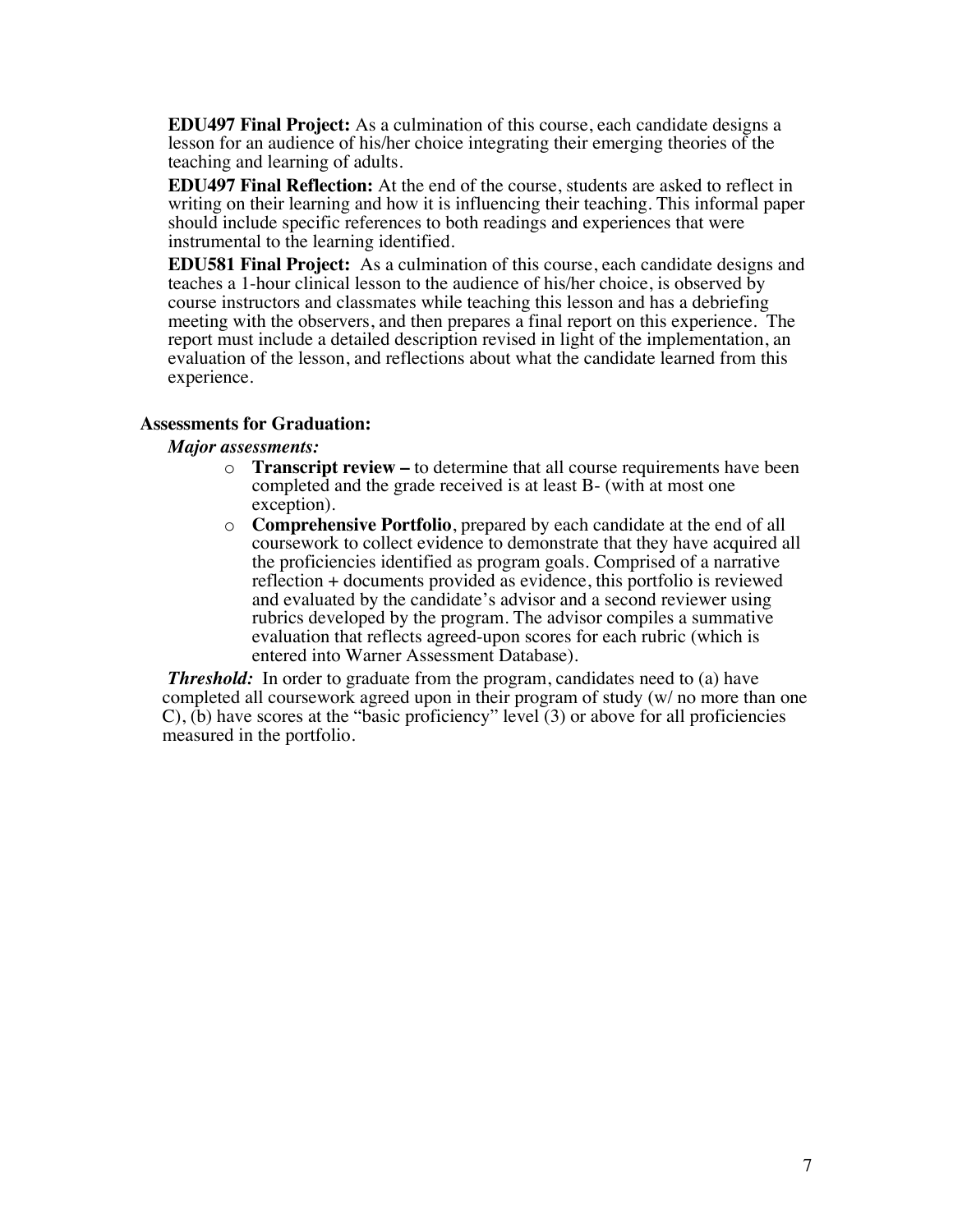**EDU497 Final Project:** As a culmination of this course, each candidate designs a lesson for an audience of his/her choice integrating their emerging theories of the teaching and learning of adults.

**EDU497 Final Reflection:** At the end of the course, students are asked to reflect in writing on their learning and how it is influencing their teaching. This informal paper should include specific references to both readings and experiences that were instrumental to the learning identified.

**EDU581 Final Project:** As a culmination of this course, each candidate designs and teaches a 1-hour clinical lesson to the audience of his/her choice, is observed by course instructors and classmates while teaching this lesson and has a debriefing meeting with the observers, and then prepares a final report on this experience. The report must include a detailed description revised in light of the implementation, an evaluation of the lesson, and reflections about what the candidate learned from this experience.

### Assessments for Graduation:

***Major assessments:***

- **Transcript review –** to determine that all course requirements have been completed and the grade received is at least B- (with at most one exception).
- **Comprehensive Portfolio**, prepared by each candidate at the end of all coursework to collect evidence to demonstrate that they have acquired all the proficiencies identified as program goals. Comprised of a narrative reflection + documents provided as evidence, this portfolio is reviewed and evaluated by the candidate's advisor and a second reviewer using rubrics developed by the program. The advisor compiles a summative evaluation that reflects agreed-upon scores for each rubric (which is entered into Warner Assessment Database).

***Threshold:*** In order to graduate from the program, candidates need to (a) have completed all coursework agreed upon in their program of study (w/ no more than one C), (b) have scores at the "basic proficiency" level (3) or above for all proficiencies measured in the portfolio.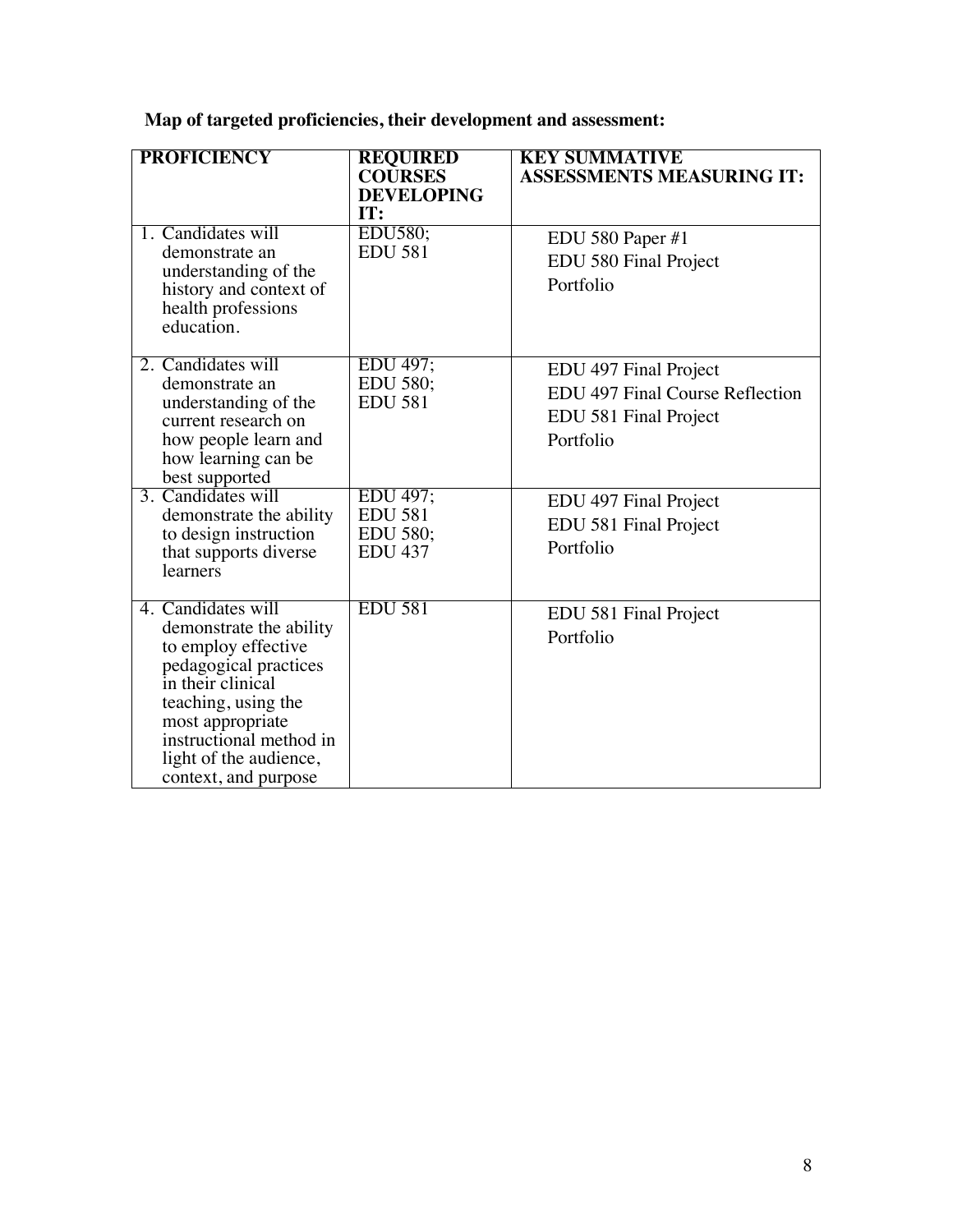**Map of targeted proficiencies, their development and assessment:**

| PROFICIENCY | REQUIRED COURSES DEVELOPING IT: | KEY SUMMATIVE ASSESSMENTS MEASURING IT: |
|---|---|---|
| 1. Candidates will demonstrate an understanding of the history and context of health professions education. | EDU580; EDU 581 | EDU 580 Paper #1<br>EDU 580 Final Project<br>Portfolio |
| 2. Candidates will demonstrate an understanding of the current research on how people learn and how learning can be best supported | EDU 497; EDU 580; EDU 581 | EDU 497 Final Project<br>EDU 497 Final Course Reflection<br>EDU 581 Final Project<br>Portfolio |
| 3. Candidates will demonstrate the ability to design instruction that supports diverse learners | EDU 497; EDU 581 EDU 580; EDU 437 | EDU 497 Final Project<br>EDU 581 Final Project<br>Portfolio |
| 4. Candidates will demonstrate the ability to employ effective pedagogical practices in their clinical teaching, using the most appropriate instructional method in light of the audience, context, and purpose | EDU 581 | EDU 581 Final Project<br>Portfolio |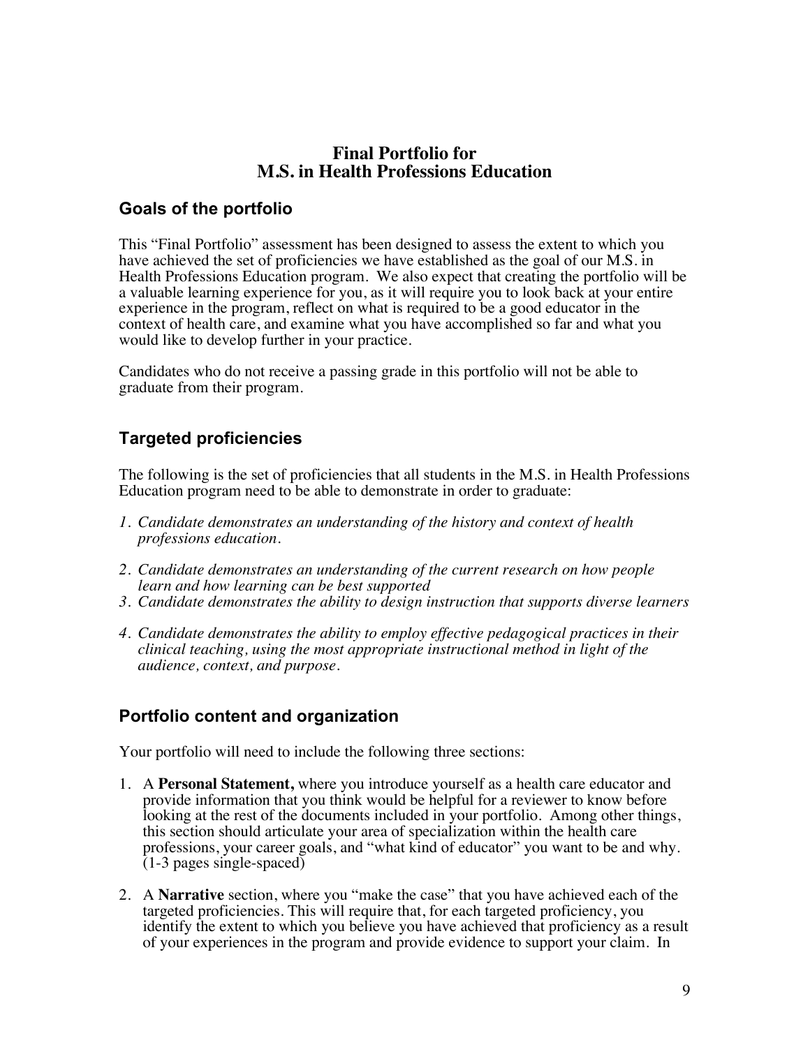# Final Portfolio for M.S. in Health Professions Education

## Goals of the portfolio

This "Final Portfolio" assessment has been designed to assess the extent to which you have achieved the set of proficiencies we have established as the goal of our M.S. in Health Professions Education program. We also expect that creating the portfolio will be a valuable learning experience for you, as it will require you to look back at your entire experience in the program, reflect on what is required to be a good educator in the context of health care, and examine what you have accomplished so far and what you would like to develop further in your practice.

Candidates who do not receive a passing grade in this portfolio will not be able to graduate from their program.

## Targeted proficiencies

The following is the set of proficiencies that all students in the M.S. in Health Professions Education program need to be able to demonstrate in order to graduate:

1. *Candidate demonstrates an understanding of the history and context of health professions education.*
2. *Candidate demonstrates an understanding of the current research on how people learn and how learning can be best supported*
3. *Candidate demonstrates the ability to design instruction that supports diverse learners*
4. *Candidate demonstrates the ability to employ effective pedagogical practices in their clinical teaching, using the most appropriate instructional method in light of the audience, context, and purpose.*

## Portfolio content and organization

Your portfolio will need to include the following three sections:

1. A **Personal Statement,** where you introduce yourself as a health care educator and provide information that you think would be helpful for a reviewer to know before looking at the rest of the documents included in your portfolio. Among other things, this section should articulate your area of specialization within the health care professions, your career goals, and "what kind of educator" you want to be and why. (1-3 pages single-spaced)
2. A **Narrative** section, where you "make the case" that you have achieved each of the targeted proficiencies. This will require that, for each targeted proficiency, you identify the extent to which you believe you have achieved that proficiency as a result of your experiences in the program and provide evidence to support your claim. In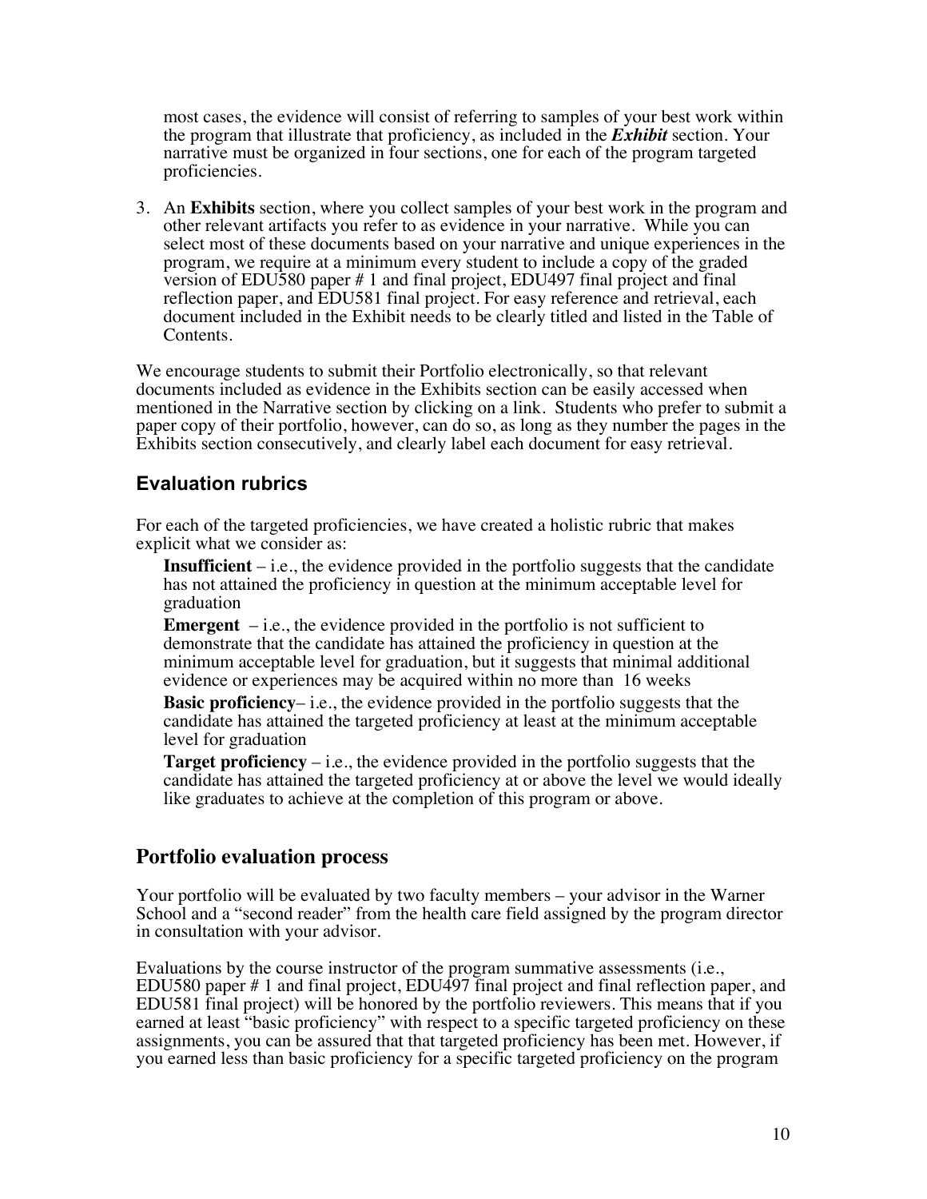most cases, the evidence will consist of referring to samples of your best work within the program that illustrate that proficiency, as included in the ***Exhibit*** section. Your narrative must be organized in four sections, one for each of the program targeted proficiencies.

3. An **Exhibits** section, where you collect samples of your best work in the program and other relevant artifacts you refer to as evidence in your narrative. While you can select most of these documents based on your narrative and unique experiences in the program, we require at a minimum every student to include a copy of the graded version of EDU580 paper # 1 and final project, EDU497 final project and final reflection paper, and EDU581 final project. For easy reference and retrieval, each document included in the Exhibit needs to be clearly titled and listed in the Table of Contents.

We encourage students to submit their Portfolio electronically, so that relevant documents included as evidence in the Exhibits section can be easily accessed when mentioned in the Narrative section by clicking on a link. Students who prefer to submit a paper copy of their portfolio, however, can do so, as long as they number the pages in the Exhibits section consecutively, and clearly label each document for easy retrieval.

### Evaluation rubrics

For each of the targeted proficiencies, we have created a holistic rubric that makes explicit what we consider as:

**Insufficient** – i.e., the evidence provided in the portfolio suggests that the candidate has not attained the proficiency in question at the minimum acceptable level for graduation

**Emergent** – i.e., the evidence provided in the portfolio is not sufficient to demonstrate that the candidate has attained the proficiency in question at the minimum acceptable level for graduation, but it suggests that minimal additional evidence or experiences may be acquired within no more than 16 weeks

**Basic proficiency**– i.e., the evidence provided in the portfolio suggests that the candidate has attained the targeted proficiency at least at the minimum acceptable level for graduation

**Target proficiency** – i.e., the evidence provided in the portfolio suggests that the candidate has attained the targeted proficiency at or above the level we would ideally like graduates to achieve at the completion of this program or above.

## Portfolio evaluation process

Your portfolio will be evaluated by two faculty members – your advisor in the Warner School and a "second reader" from the health care field assigned by the program director in consultation with your advisor.

Evaluations by the course instructor of the program summative assessments (i.e., EDU580 paper # 1 and final project, EDU497 final project and final reflection paper, and EDU581 final project) will be honored by the portfolio reviewers. This means that if you earned at least "basic proficiency" with respect to a specific targeted proficiency on these assignments, you can be assured that that targeted proficiency has been met. However, if you earned less than basic proficiency for a specific targeted proficiency on the program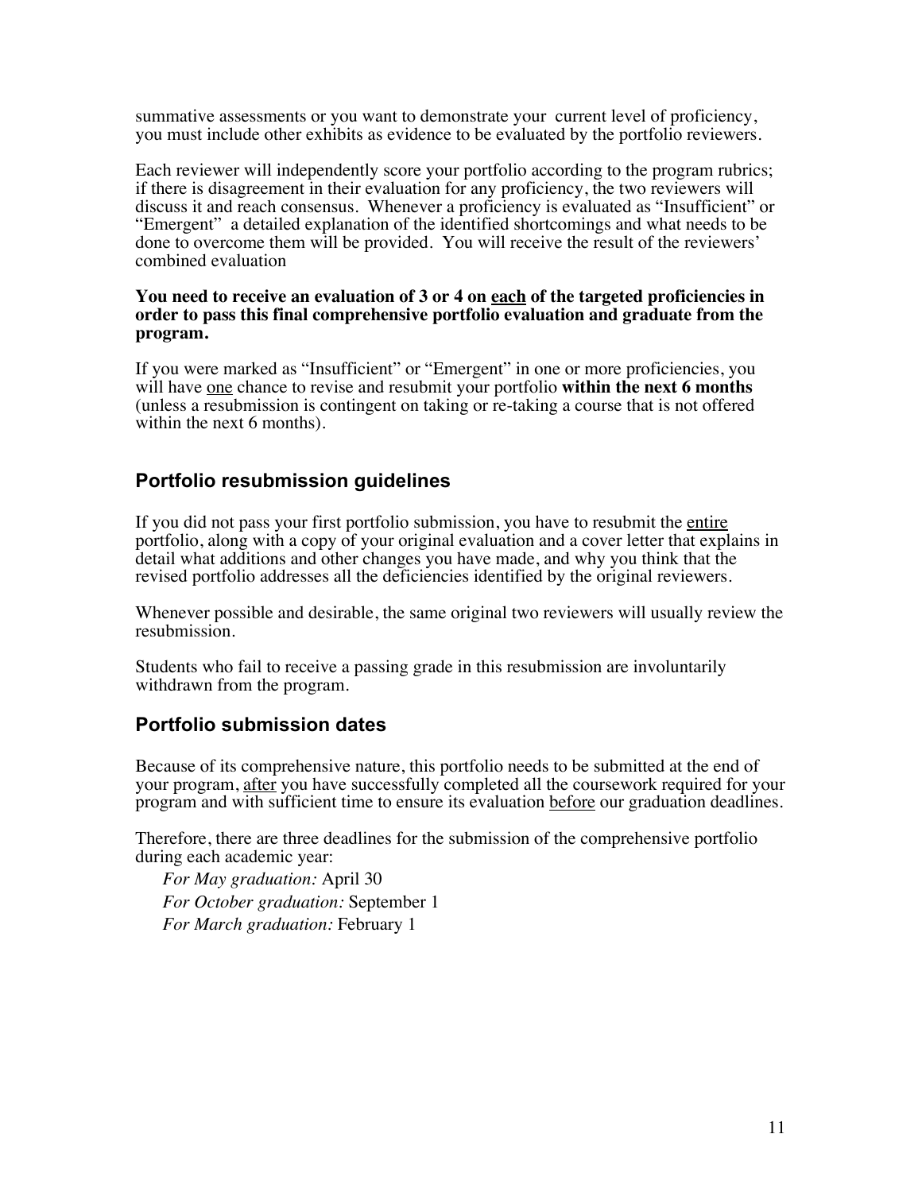summative assessments or you want to demonstrate your current level of proficiency, you must include other exhibits as evidence to be evaluated by the portfolio reviewers.

Each reviewer will independently score your portfolio according to the program rubrics; if there is disagreement in their evaluation for any proficiency, the two reviewers will discuss it and reach consensus. Whenever a proficiency is evaluated as "Insufficient" or "Emergent" a detailed explanation of the identified shortcomings and what needs to be done to overcome them will be provided. You will receive the result of the reviewers' combined evaluation

**You need to receive an evaluation of 3 or 4 on each of the targeted proficiencies in order to pass this final comprehensive portfolio evaluation and graduate from the program.**

If you were marked as "Insufficient" or "Emergent" in one or more proficiencies, you will have one chance to revise and resubmit your portfolio **within the next 6 months** (unless a resubmission is contingent on taking or re-taking a course that is not offered within the next 6 months).

## Portfolio resubmission guidelines

If you did not pass your first portfolio submission, you have to resubmit the entire portfolio, along with a copy of your original evaluation and a cover letter that explains in detail what additions and other changes you have made, and why you think that the revised portfolio addresses all the deficiencies identified by the original reviewers.

Whenever possible and desirable, the same original two reviewers will usually review the resubmission.

Students who fail to receive a passing grade in this resubmission are involuntarily withdrawn from the program.

## Portfolio submission dates

Because of its comprehensive nature, this portfolio needs to be submitted at the end of your program, after you have successfully completed all the coursework required for your program and with sufficient time to ensure its evaluation before our graduation deadlines.

Therefore, there are three deadlines for the submission of the comprehensive portfolio during each academic year:

*For May graduation:* April 30

*For October graduation:* September 1

*For March graduation:* February 1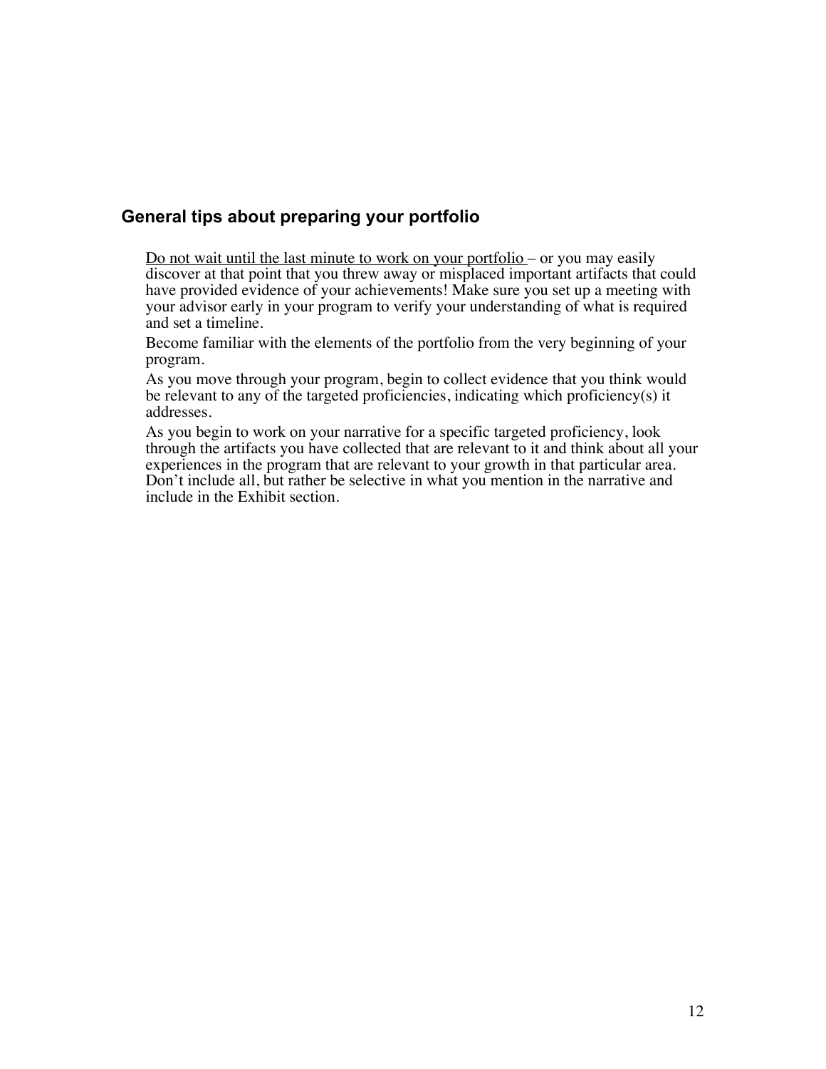## General tips about preparing your portfolio

<u>Do not wait until the last minute to work on your portfolio</u> – or you may easily discover at that point that you threw away or misplaced important artifacts that could have provided evidence of your achievements! Make sure you set up a meeting with your advisor early in your program to verify your understanding of what is required and set a timeline.

Become familiar with the elements of the portfolio from the very beginning of your program.

As you move through your program, begin to collect evidence that you think would be relevant to any of the targeted proficiencies, indicating which proficiency(s) it addresses.

As you begin to work on your narrative for a specific targeted proficiency, look through the artifacts you have collected that are relevant to it and think about all your experiences in the program that are relevant to your growth in that particular area. Don't include all, but rather be selective in what you mention in the narrative and include in the Exhibit section.